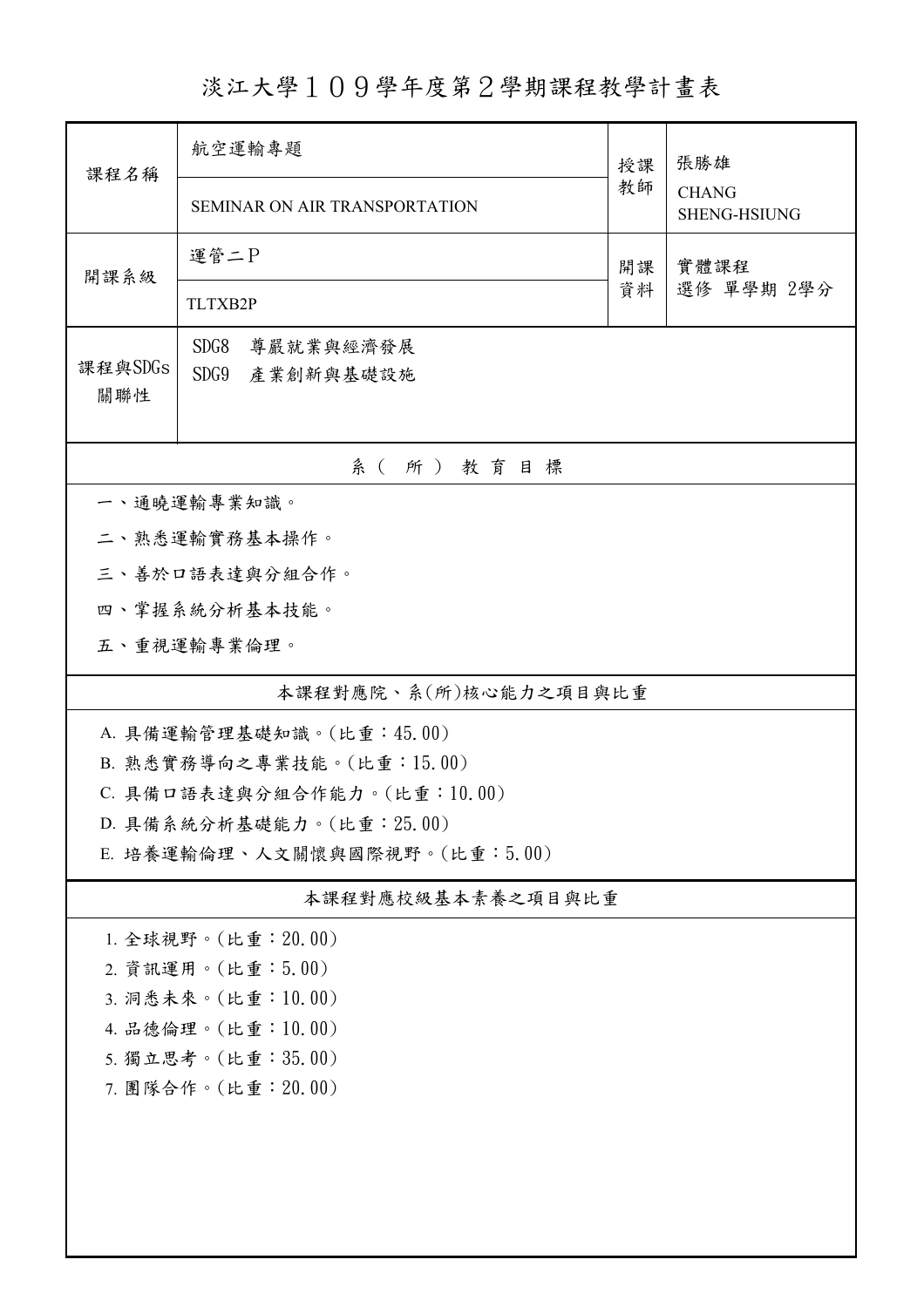# 淡江大學１０９學年度第２學期課程教學計畫表

| 課程名稱 | 航空運輸專題 | 授課教師 | 張勝雄 |
|---|---|---|---|
| | SEMINAR ON AIR TRANSPORTATION | | CHANG SHENG-HSIUNG |
| 開課系級 | 運管二Ｐ | 開課資料 | 實體課程<br>選修 單學期 2學分 |
| | TLTXB2P | | |
| 課程與SDGs關聯性 | SDG8　尊嚴就業與經濟發展<br>SDG9　產業創新與基礎設施 | | |

## 系（所）教育目標

一、通曉運輸專業知識。

二、熟悉運輸實務基本操作。

三、善於口語表達與分組合作。

四、掌握系統分析基本技能。

五、重視運輸專業倫理。

## 本課程對應院、系(所)核心能力之項目與比重

A. 具備運輸管理基礎知識。(比重：45.00)

B. 熟悉實務導向之專業技能。(比重：15.00)

C. 具備口語表達與分組合作能力。(比重：10.00)

D. 具備系統分析基礎能力。(比重：25.00)

E. 培養運輸倫理、人文關懷與國際視野。(比重：5.00)

## 本課程對應校級基本素養之項目與比重

1. 全球視野。(比重：20.00)
2. 資訊運用。(比重：5.00)
3. 洞悉未來。(比重：10.00)
4. 品德倫理。(比重：10.00)
5. 獨立思考。(比重：35.00)
7. 團隊合作。(比重：20.00)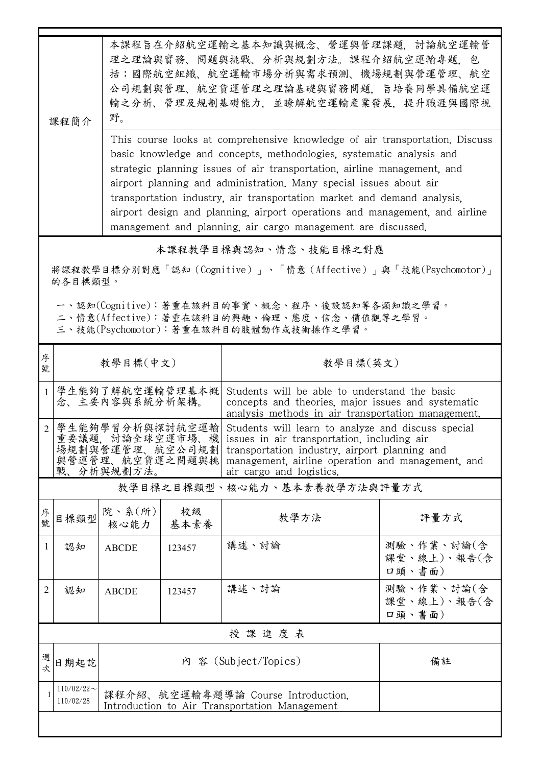| 課程簡介 | 本課程旨在介紹航空運輸之基本知識與概念、營運與管理課題，討論航空運輸管理之理論與實務、問題與挑戰、分析與規劃方法。課程介紹航空運輸專題，包括：國際航空組織、航空運輸市場分析與需求預測、機場規劃與營運管理、航空公司規劃與管理、航空貨運管理之理論基礎與實務問題，旨培養同學具備航空運輸之分析、管理及規劃基礎能力，並瞭解航空運輸產業發展，提升職涯與國際視野。 |
|---|---|
| | This course looks at comprehensive knowledge of air transportation. Discuss basic knowledge and concepts, methodologies, systematic analysis and strategic planning issues of air transportation, airline management, and airport planning and administration. Many special issues about air transportation industry, air transportation market and demand analysis, airport design and planning, airport operations and management, and airline management and planning, air cargo management are discussed. |

## 本課程教學目標與認知、情意、技能目標之對應

將課程教學目標分別對應「認知（Cognitive）」、「情意（Affective）」與「技能(Psychomotor)」的各目標類型。

一、認知(Cognitive)：著重在該科目的事實、概念、程序、後設認知等各類知識之學習。
二、情意(Affective)：著重在該科目的興趣、倫理、態度、信念、價值觀等之學習。
三、技能(Psychomotor)：著重在該科目的肢體動作或技術操作之學習。

| 序號 | 教學目標(中文) | 教學目標(英文) |
|---|---|---|
| 1 | 學生能夠了解航空運輸管理基本概念、主要內容與系統分析架構。 | Students will be able to understand the basic concepts and theories, major issues and systematic analysis methods in air transportation management. |
| 2 | 學生能夠學習分析與探討航空運輸重要議題，討論全球空運市場、機場規劃與營運管理、航空公司規劃與營運管理、航空貨運之問題與挑戰、分析與規劃方法。 | Students will learn to analyze and discuss special issues in air transportation, including air transportation industry, airport planning and management, airline operation and management, and air cargo and logistics. |

## 教學目標之目標類型、核心能力、基本素養教學方法與評量方式

| 序號 | 目標類型 | 院、系(所)核心能力 | 校級基本素養 | 教學方法 | 評量方式 |
|---|---|---|---|---|---|
| 1 | 認知 | ABCDE | 123457 | 講述、討論 | 測驗、作業、討論(含課堂、線上)、報告(含口頭、書面) |
| 2 | 認知 | ABCDE | 123457 | 講述、討論 | 測驗、作業、討論(含課堂、線上)、報告(含口頭、書面) |

## 授 課 進 度 表

| 週次 | 日期起訖 | 內 容 (Subject/Topics) | 備註 |
|---|---|---|---|
| 1 | 110/02/22～110/02/28 | 課程介紹、航空運輸專題導論 Course Introduction, Introduction to Air Transportation Management | |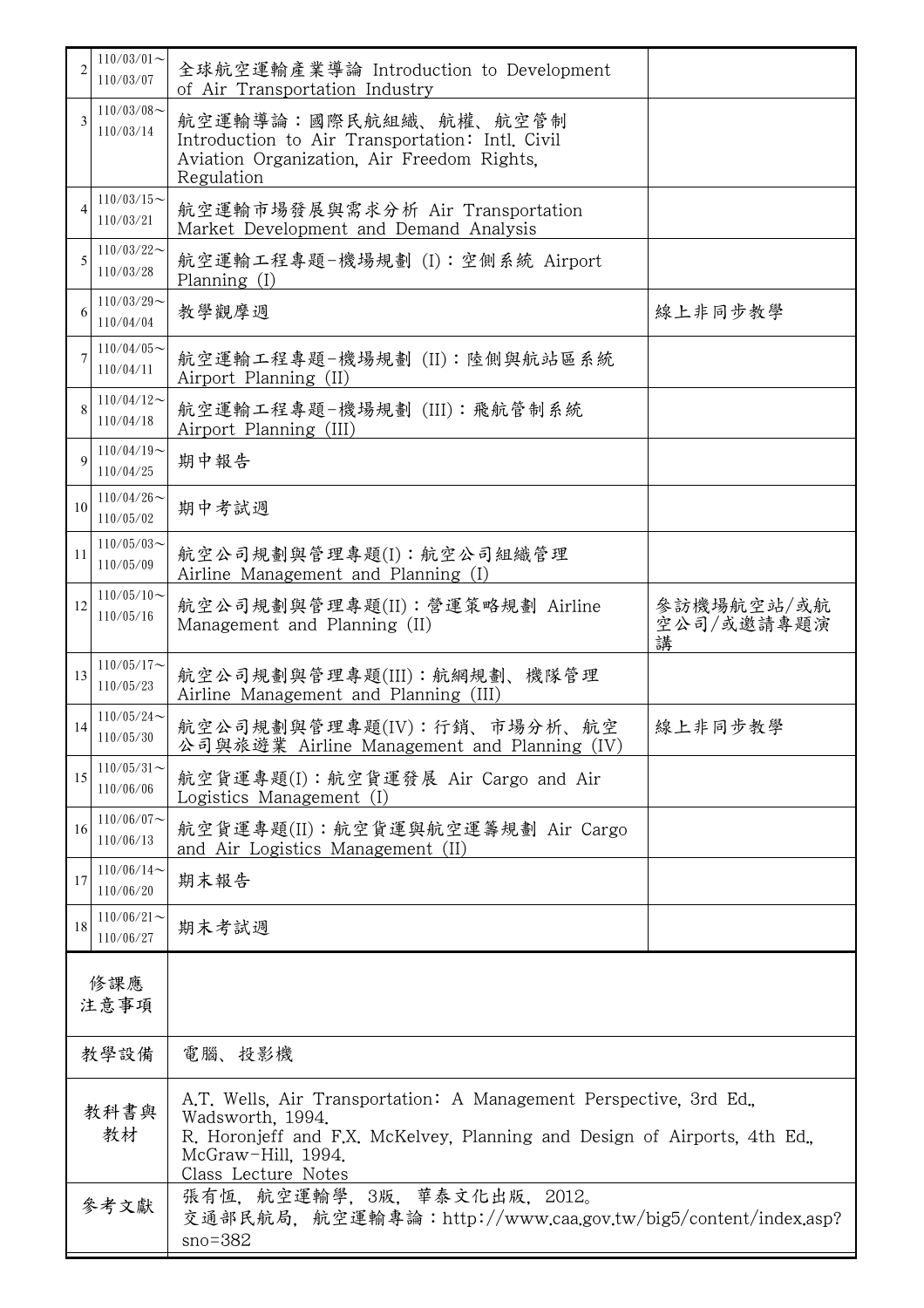| 2 | 110/03/01～<br>110/03/07 | 全球航空運輸產業導論 Introduction to Development of Air Transportation Industry | |
|---|---|---|---|
| 3 | 110/03/08～<br>110/03/14 | 航空運輸導論：國際民航組織、航權、航空管制 Introduction to Air Transportation: Intl. Civil Aviation Organization, Air Freedom Rights, Regulation | |
| 4 | 110/03/15～<br>110/03/21 | 航空運輸市場發展與需求分析 Air Transportation Market Development and Demand Analysis | |
| 5 | 110/03/22～<br>110/03/28 | 航空運輸工程專題-機場規劃 (I)：空側系統 Airport Planning (I) | |
| 6 | 110/03/29～<br>110/04/04 | 教學觀摩週 | 線上非同步教學 |
| 7 | 110/04/05～<br>110/04/11 | 航空運輸工程專題-機場規劃 (II)：陸側與航站區系統 Airport Planning (II) | |
| 8 | 110/04/12～<br>110/04/18 | 航空運輸工程專題-機場規劃 (III)：飛航管制系統 Airport Planning (III) | |
| 9 | 110/04/19～<br>110/04/25 | 期中報告 | |
| 10 | 110/04/26～<br>110/05/02 | 期中考試週 | |
| 11 | 110/05/03～<br>110/05/09 | 航空公司規劃與管理專題(I)：航空公司組織管理 Airline Management and Planning (I) | |
| 12 | 110/05/10～<br>110/05/16 | 航空公司規劃與管理專題(II)：營運策略規劃 Airline Management and Planning (II) | 參訪機場航空站/或航空公司/或邀請專題演講 |
| 13 | 110/05/17～<br>110/05/23 | 航空公司規劃與管理專題(III)：航網規劃、機隊管理 Airline Management and Planning (III) | |
| 14 | 110/05/24～<br>110/05/30 | 航空公司規劃與管理專題(IV)：行銷、市場分析、航空公司與旅遊業 Airline Management and Planning (IV) | 線上非同步教學 |
| 15 | 110/05/31～<br>110/06/06 | 航空貨運專題(I)：航空貨運發展 Air Cargo and Air Logistics Management (I) | |
| 16 | 110/06/07～<br>110/06/13 | 航空貨運專題(II)：航空貨運與航空運籌規劃 Air Cargo and Air Logistics Management (II) | |
| 17 | 110/06/14～<br>110/06/20 | 期末報告 | |
| 18 | 110/06/21～<br>110/06/27 | 期末考試週 | |

| 修課應注意事項 | |
|---|---|
| 教學設備 | 電腦、投影機 |
| 教科書與教材 | A.T. Wells, Air Transportation: A Management Perspective, 3rd Ed., Wadsworth, 1994.<br>R. Horonjeff and F.X. McKelvey, Planning and Design of Airports, 4th Ed., McGraw-Hill, 1994.<br>Class Lecture Notes |
| 參考文獻 | 張有恆, 航空運輸學, 3版, 華泰文化出版, 2012。<br>交通部民航局, 航空運輸專論：http://www.caa.gov.tw/big5/content/index.asp?sno=382 |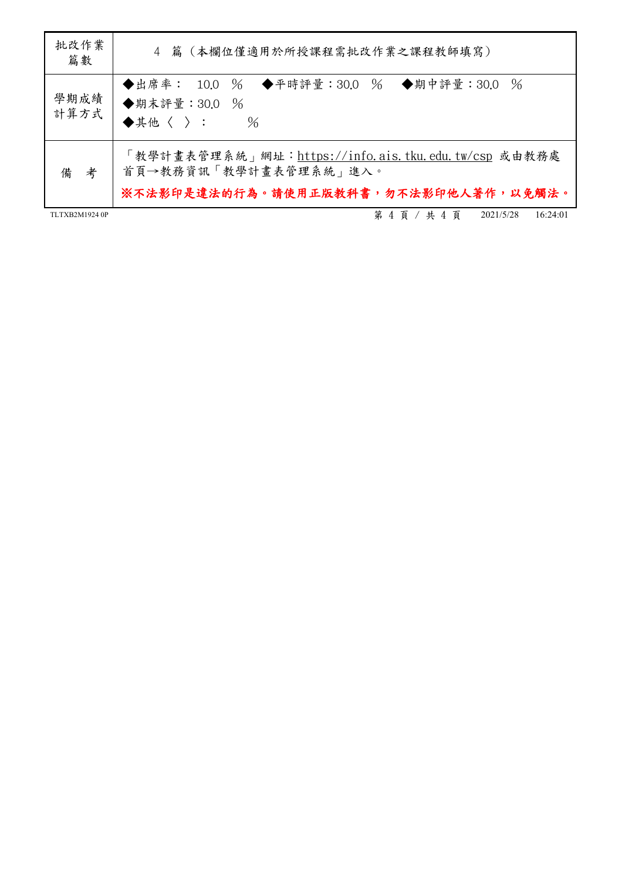| | |
|---|---|
| 批改作業篇數 | 4 篇（本欄位僅適用於所授課程需批改作業之課程教師填寫） |
| 學期成績計算方式 | ◆出席率： 10.0 ％ ◆平時評量：30.0 ％ ◆期中評量：30.0 ％<br>◆期末評量：30.0 ％<br>◆其他〈 〉： ％ |
| 備 考 | 「教學計畫表管理系統」網址：https://info.ais.tku.edu.tw/csp 或由教務處首頁→教務資訊「教學計畫表管理系統」進入。<br>**※不法影印是違法的行為。請使用正版教科書，勿不法影印他人著作，以免觸法。** |

TLTXB2M1924 0P

2021/5/28 16:24:01